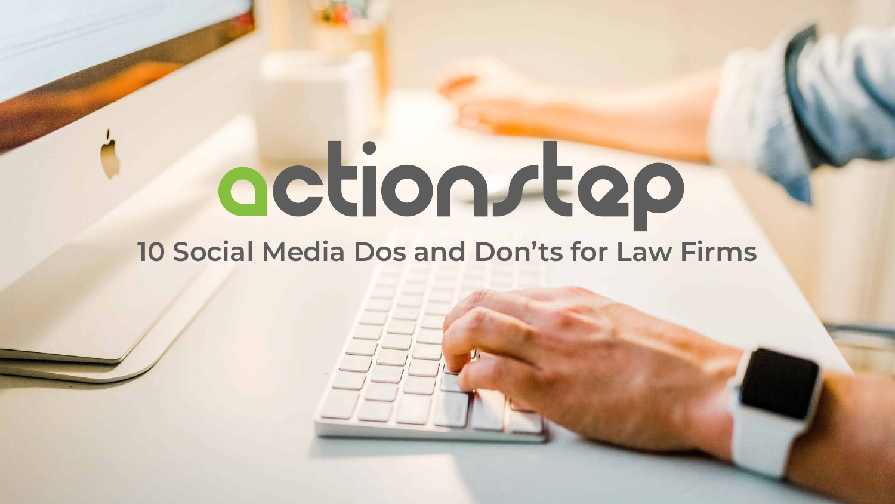# actionstep

## 10 Social Media Dos and Don'ts for Law Firms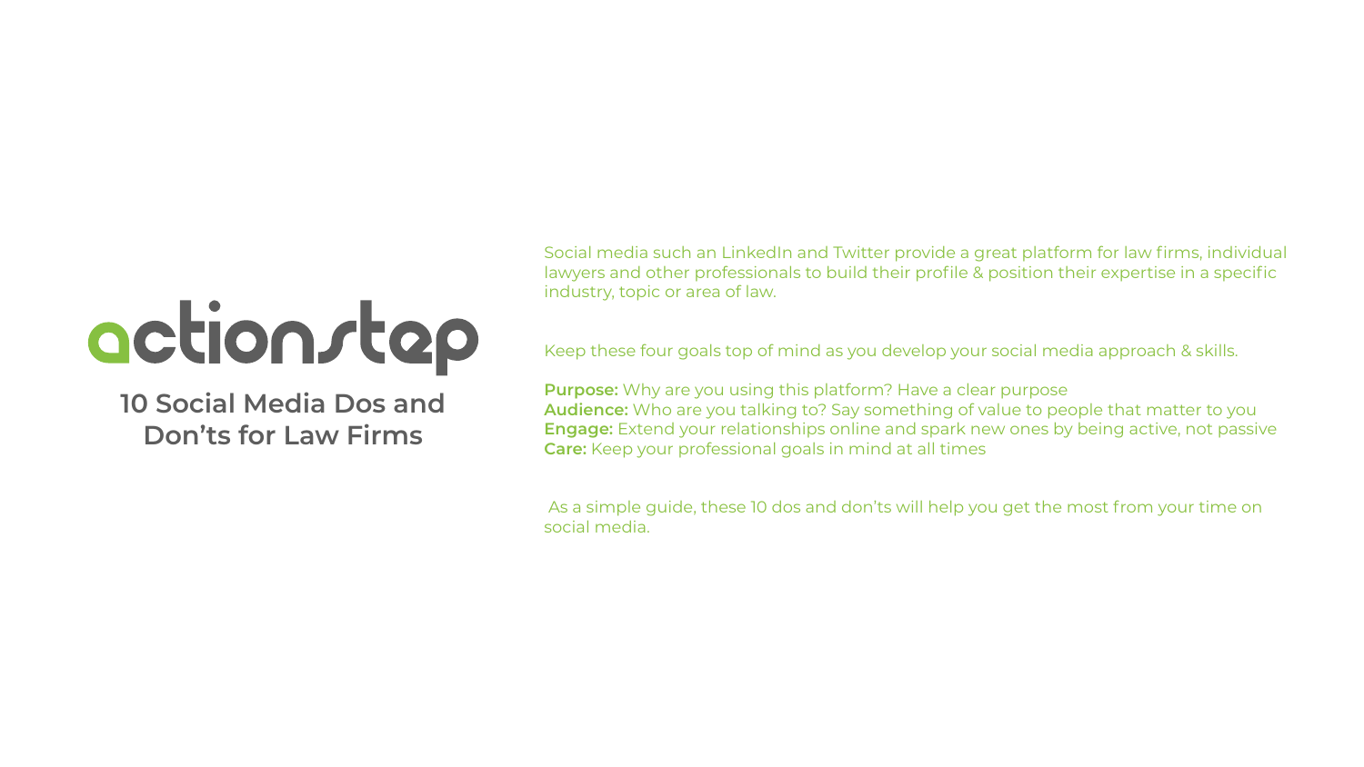actionstep

# 10 Social Media Dos and Don’ts for Law Firms

Social media such an LinkedIn and Twitter provide a great platform for law firms, individual lawyers and other professionals to build their profile & position their expertise in a specific industry, topic or area of law.

Keep these four goals top of mind as you develop your social media approach & skills.

**Purpose:** Why are you using this platform? Have a clear purpose
**Audience:** Who are you talking to? Say something of value to people that matter to you
**Engage:** Extend your relationships online and spark new ones by being active, not passive
**Care:** Keep your professional goals in mind at all times

As a simple guide, these 10 dos and don’ts will help you get the most from your time on social media.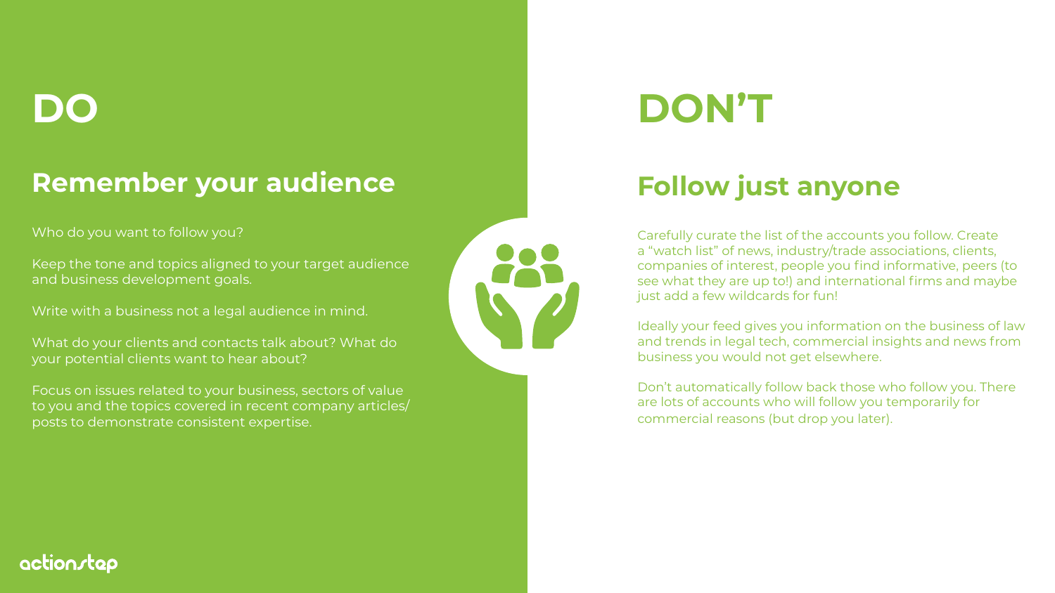# DO

## Remember your audience

Who do you want to follow you?

Keep the tone and topics aligned to your target audience and business development goals.

Write with a business not a legal audience in mind.

What do your clients and contacts talk about? What do your potential clients want to hear about?

Focus on issues related to your business, sectors of value to you and the topics covered in recent company articles/posts to demonstrate consistent expertise.

# DON'T

## Follow just anyone

Carefully curate the list of the accounts you follow. Create a "watch list" of news, industry/trade associations, clients, companies of interest, people you find informative, peers (to see what they are up to!) and international firms and maybe just add a few wildcards for fun!

Ideally your feed gives you information on the business of law and trends in legal tech, commercial insights and news from business you would not get elsewhere.

Don't automatically follow back those who follow you. There are lots of accounts who will follow you temporarily for commercial reasons (but drop you later).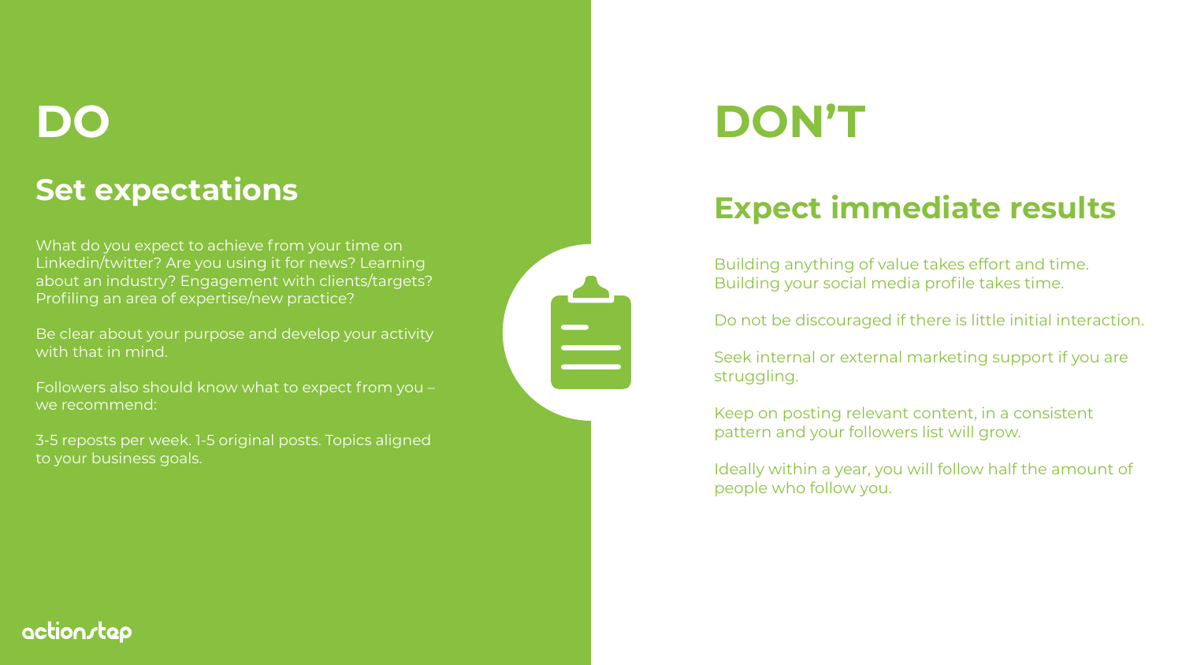# DO

## Set expectations

What do you expect to achieve from your time on Linkedin/twitter? Are you using it for news? Learning about an industry? Engagement with clients/targets? Profiling an area of expertise/new practice?

Be clear about your purpose and develop your activity with that in mind.

Followers also should know what to expect from you – we recommend:

3-5 reposts per week. 1-5 original posts. Topics aligned to your business goals.

# DON'T

## Expect immediate results

Building anything of value takes effort and time. Building your social media profile takes time.

Do not be discouraged if there is little initial interaction.

Seek internal or external marketing support if you are struggling.

Keep on posting relevant content, in a consistent pattern and your followers list will grow.

Ideally within a year, you will follow half the amount of people who follow you.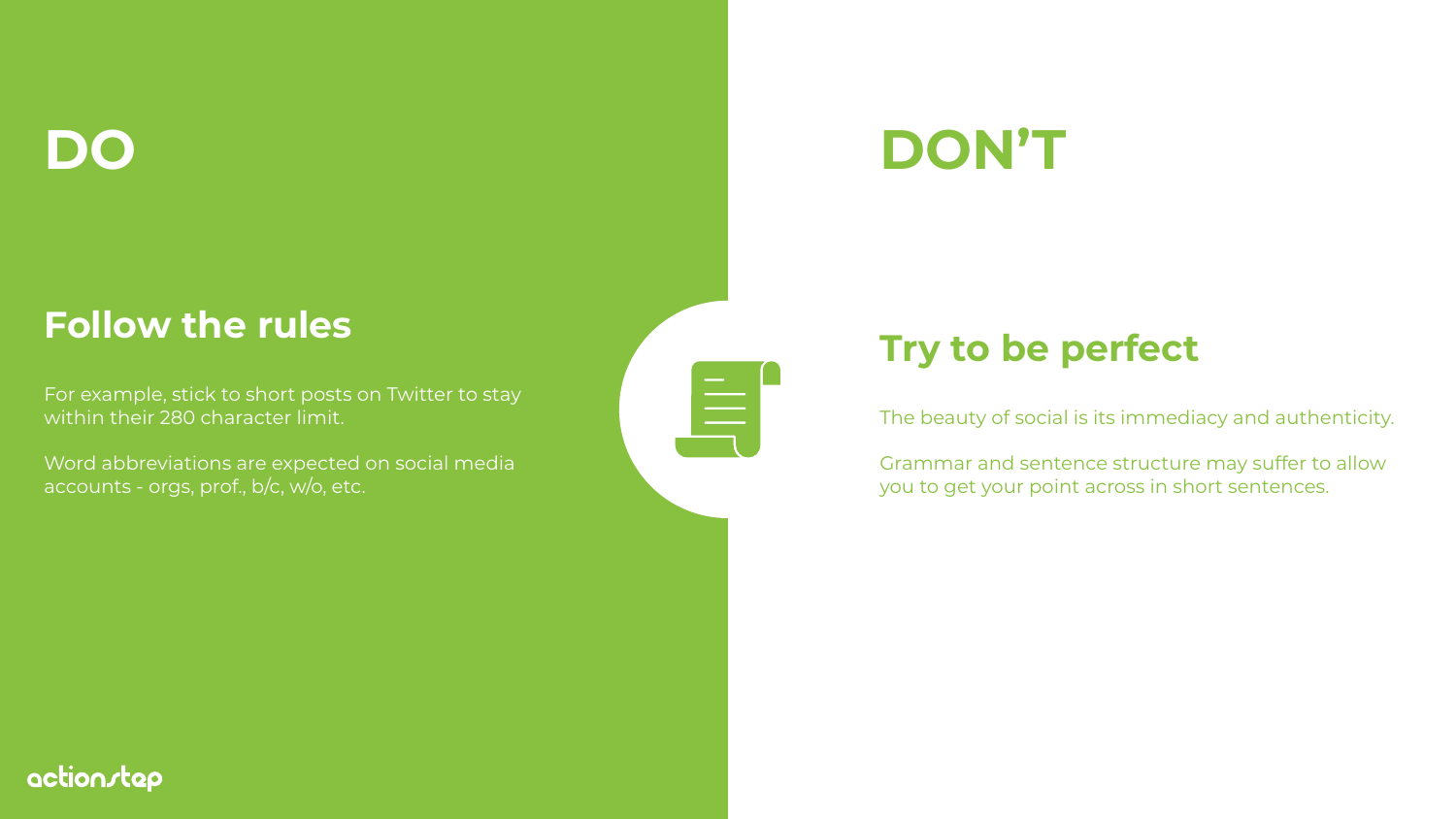# DO

## Follow the rules

For example, stick to short posts on Twitter to stay within their 280 character limit.

Word abbreviations are expected on social media accounts - orgs, prof., b/c, w/o, etc.

# DON'T

## Try to be perfect

The beauty of social is its immediacy and authenticity.

Grammar and sentence structure may suffer to allow you to get your point across in short sentences.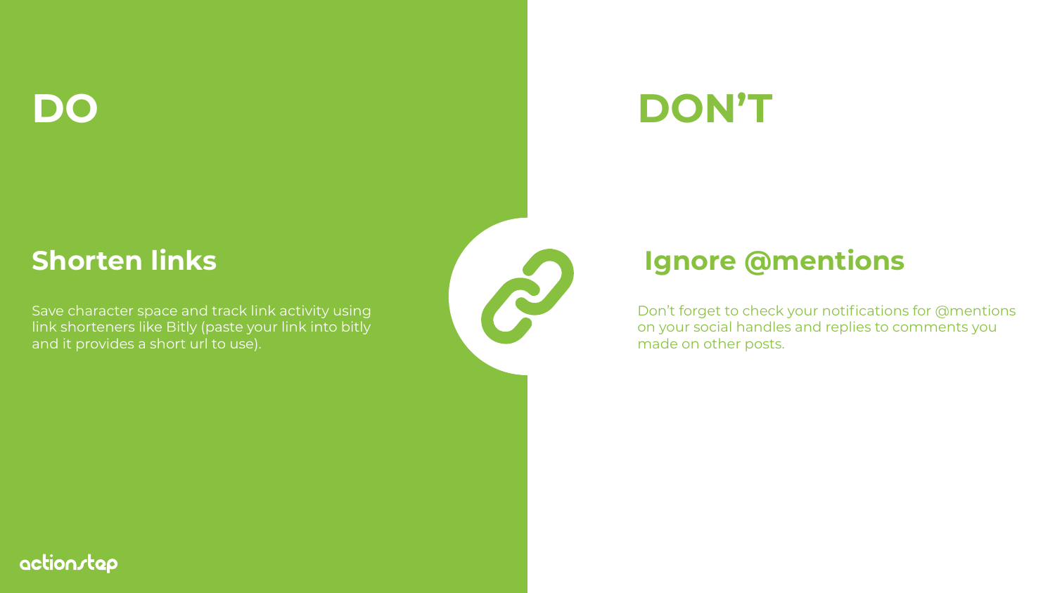# DO

## Shorten links

Save character space and track link activity using link shorteners like Bitly (paste your link into bitly and it provides a short url to use).

# DON'T

## Ignore @mentions

Don't forget to check your notifications for @mentions on your social handles and replies to comments you made on other posts.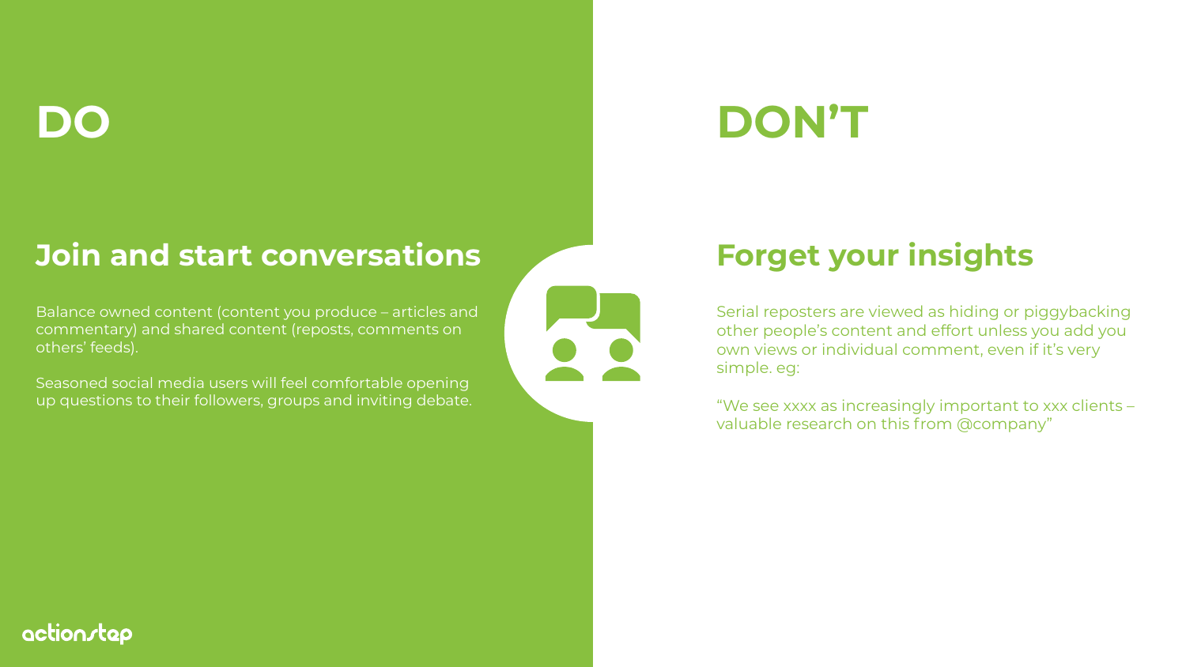# DO

## Join and start conversations

Balance owned content (content you produce – articles and commentary) and shared content (reposts, comments on others' feeds).

Seasoned social media users will feel comfortable opening up questions to their followers, groups and inviting debate.

# DON'T

## Forget your insights

Serial reposters are viewed as hiding or piggybacking other people's content and effort unless you add you own views or individual comment, even if it's very simple. eg:

"We see xxxx as increasingly important to xxx clients – valuable research on this from @company"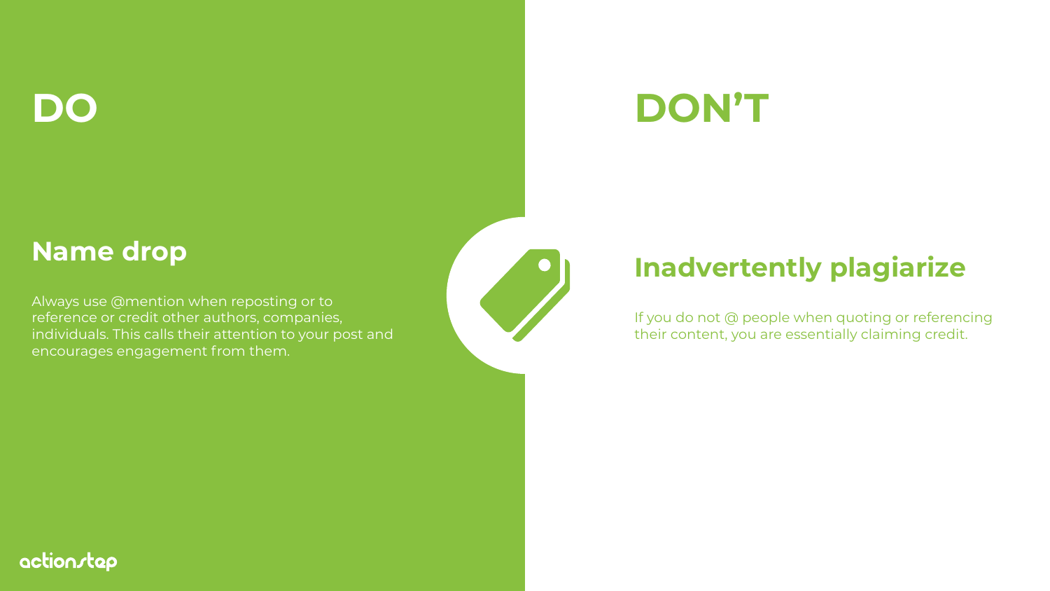# DO

## Name drop

Always use @mention when reposting or to reference or credit other authors, companies, individuals. This calls their attention to your post and encourages engagement from them.

# DON'T

## Inadvertently plagiarize

If you do not @ people when quoting or referencing their content, you are essentially claiming credit.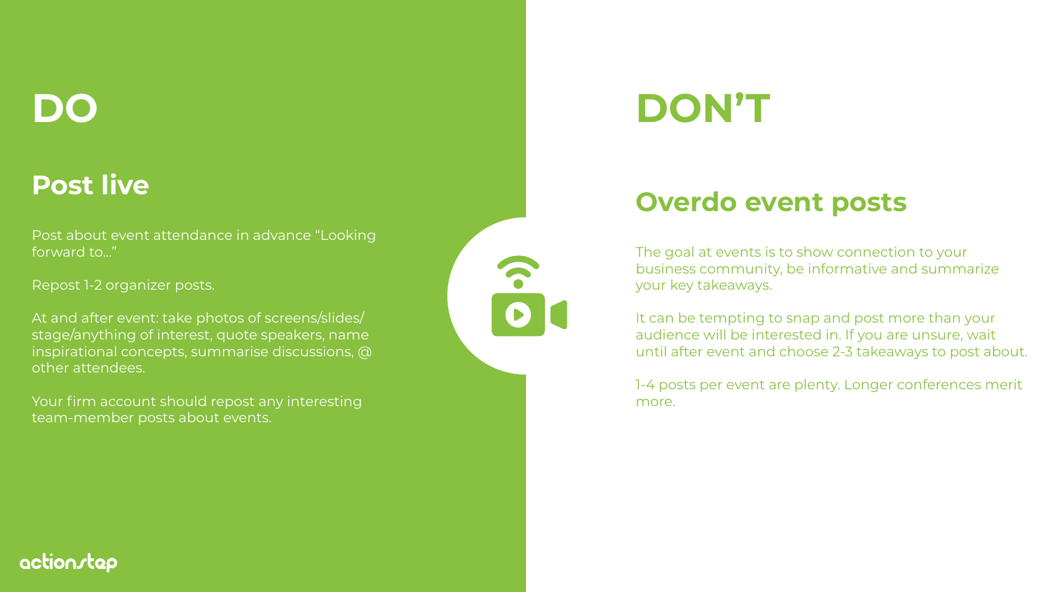# DO

## Post live

Post about event attendance in advance "Looking forward to..."

Repost 1-2 organizer posts.

At and after event: take photos of screens/slides/ stage/anything of interest, quote speakers, name inspirational concepts, summarise discussions, @ other attendees.

Your firm account should repost any interesting team-member posts about events.

# DON'T

## Overdo event posts

The goal at events is to show connection to your business community, be informative and summarize your key takeaways.

It can be tempting to snap and post more than your audience will be interested in. If you are unsure, wait until after event and choose 2-3 takeaways to post about.

1-4 posts per event are plenty. Longer conferences merit more.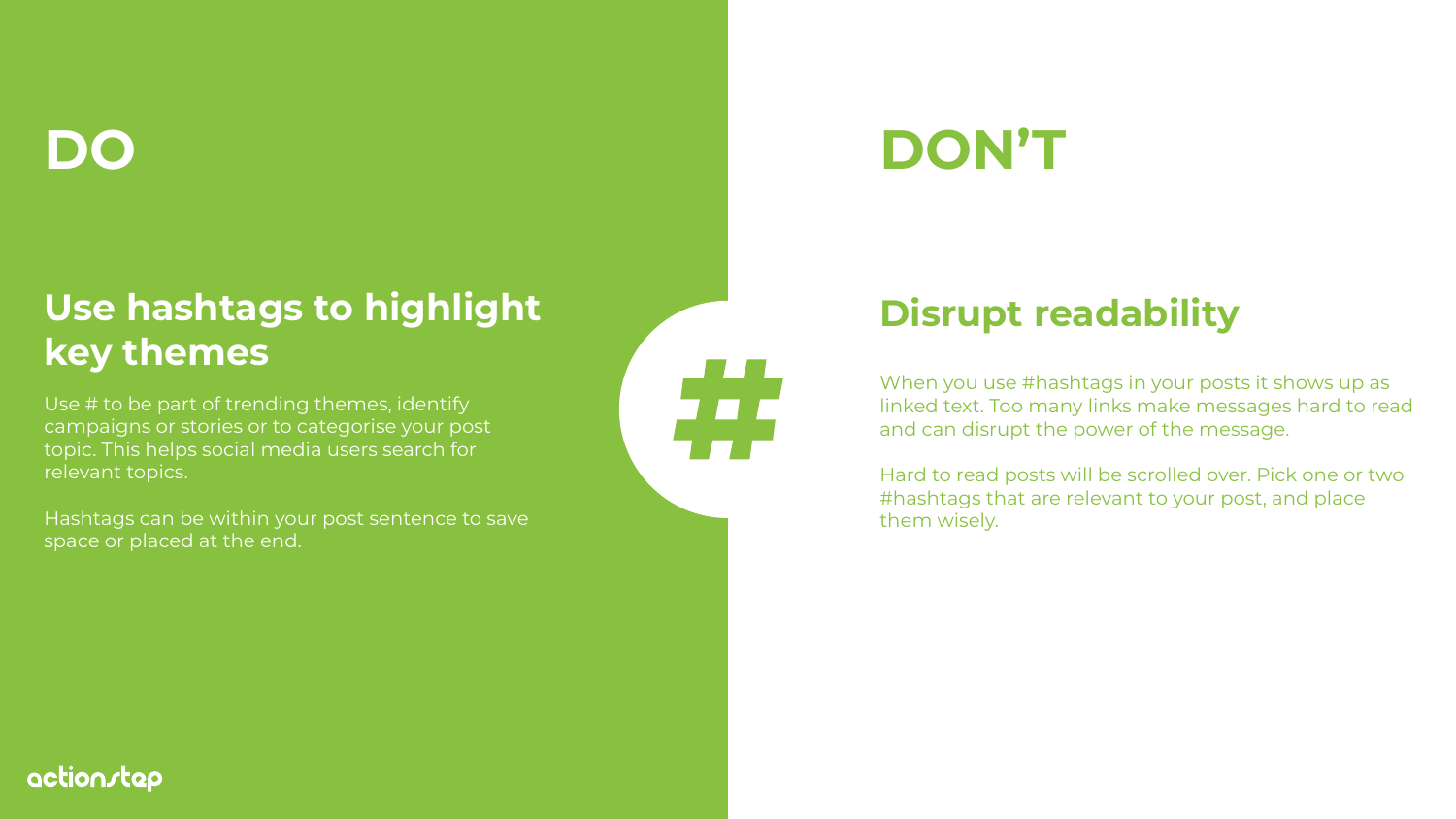# DO

## Use hashtags to highlight key themes

Use # to be part of trending themes, identify campaigns or stories or to categorise your post topic. This helps social media users search for relevant topics.

Hashtags can be within your post sentence to save space or placed at the end.

# DON'T

## Disrupt readability

When you use #hashtags in your posts it shows up as linked text. Too many links make messages hard to read and can disrupt the power of the message.

Hard to read posts will be scrolled over. Pick one or two #hashtags that are relevant to your post, and place them wisely.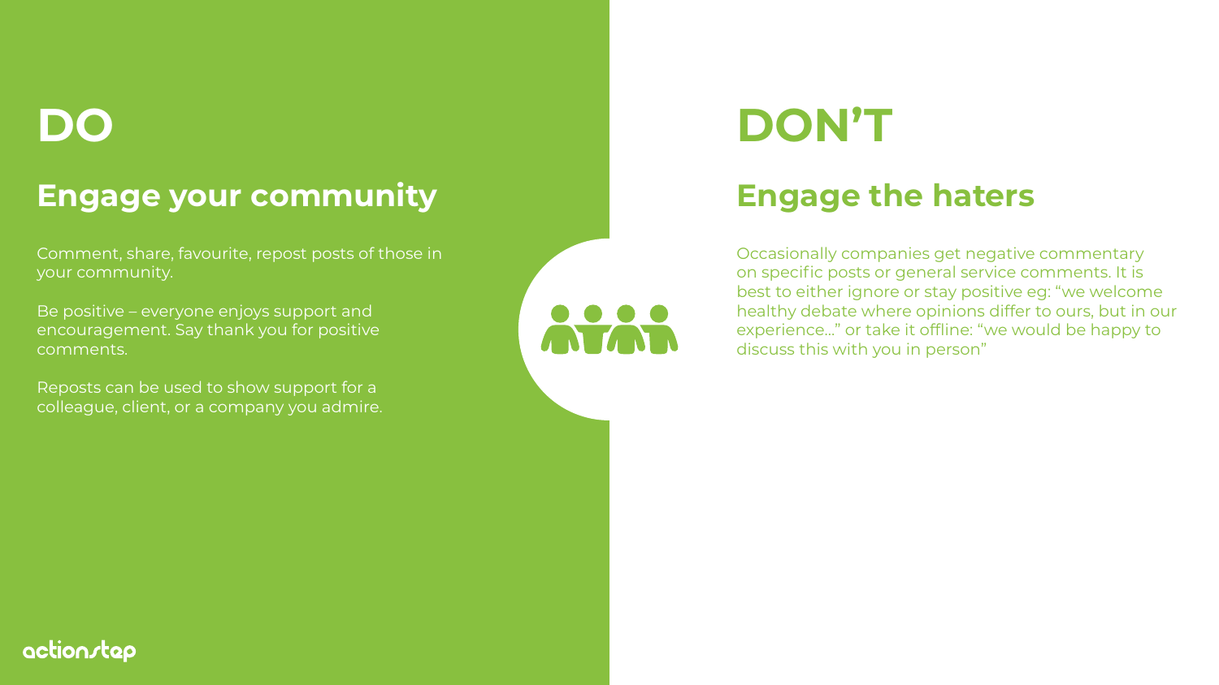# DO

## Engage your community

Comment, share, favourite, repost posts of those in your community.

Be positive – everyone enjoys support and encouragement. Say thank you for positive comments.

Reposts can be used to show support for a colleague, client, or a company you admire.

# DON'T

## Engage the haters

Occasionally companies get negative commentary on specific posts or general service comments. It is best to either ignore or stay positive eg: "we welcome healthy debate where opinions differ to ours, but in our experience…" or take it offline: "we would be happy to discuss this with you in person"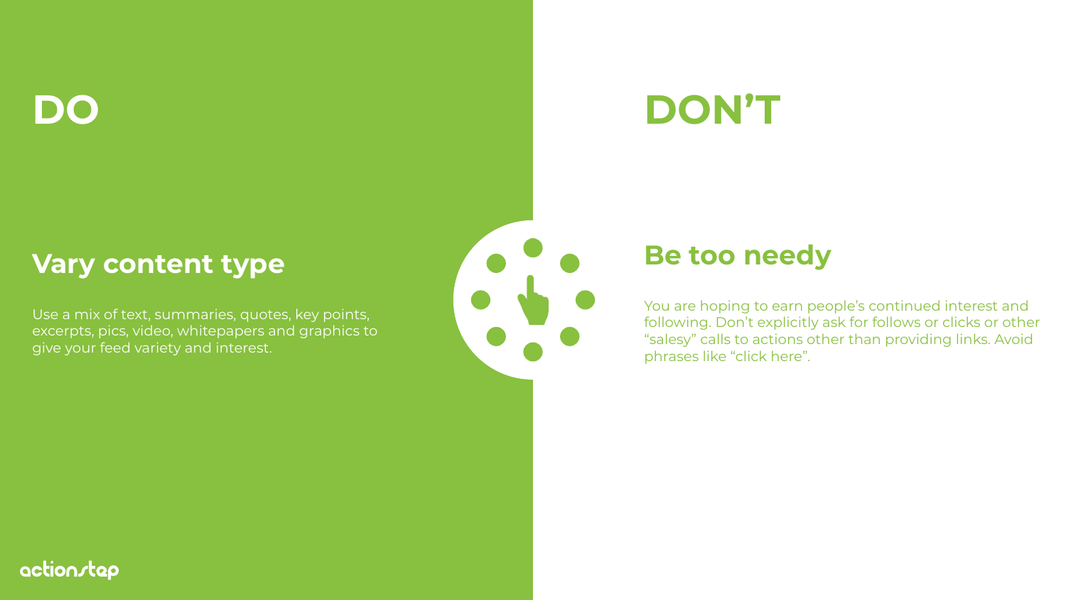# DO

## Vary content type

Use a mix of text, summaries, quotes, key points, excerpts, pics, video, whitepapers and graphics to give your feed variety and interest.

# DON'T

## Be too needy

You are hoping to earn people's continued interest and following. Don't explicitly ask for follows or clicks or other "salesy" calls to actions other than providing links. Avoid phrases like "click here".